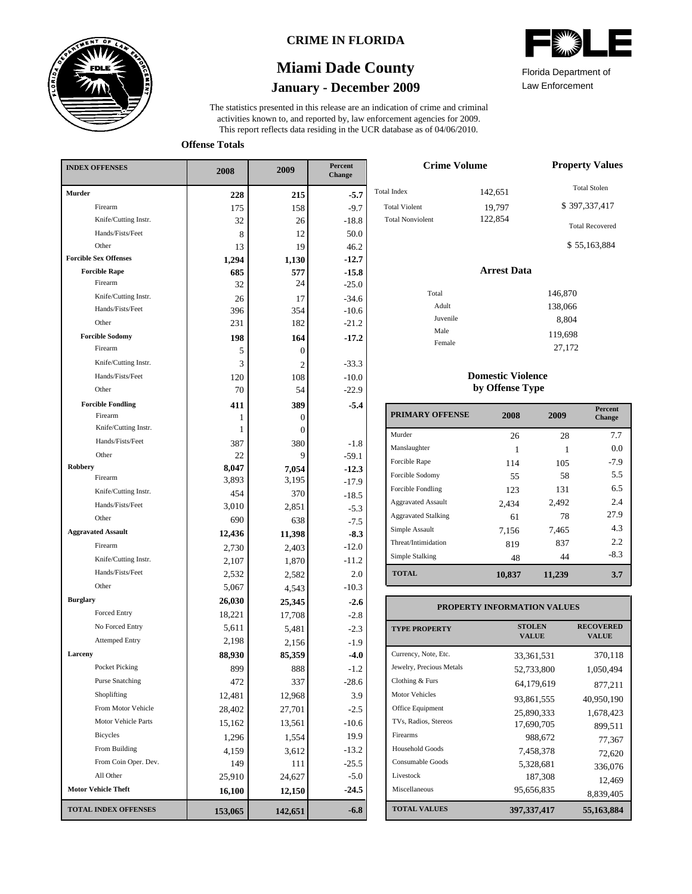# CRIME IN FLORIDA

## Miami Dade County

### January - December 2009

Florida Department of Law Enforcement

The statistics presented in this release are an indication of crime and criminal activities known to, and reported by, law enforcement agencies for 2009. This report reflects data residing in the UCR database as of 04/06/2010.

**Offense Totals**

| INDEX OFFENSES | 2008 | 2009 | Percent Change |
|---|---|---|---|
| **Murder** | **228** | **215** | **-5.7** |
| Firearm | 175 | 158 | -9.7 |
| Knife/Cutting Instr. | 32 | 26 | -18.8 |
| Hands/Fists/Feet | 8 | 12 | 50.0 |
| Other | 13 | 19 | 46.2 |
| **Forcible Sex Offenses** | **1,294** | **1,130** | **-12.7** |
| **Forcible Rape** | **685** | **577** | **-15.8** |
| Firearm | 32 | 24 | -25.0 |
| Knife/Cutting Instr. | 26 | 17 | -34.6 |
| Hands/Fists/Feet | 396 | 354 | -10.6 |
| Other | 231 | 182 | -21.2 |
| **Forcible Sodomy** | **198** | **164** | **-17.2** |
| Firearm | 5 | 0 | |
| Knife/Cutting Instr. | 3 | 2 | -33.3 |
| Hands/Fists/Feet | 120 | 108 | -10.0 |
| Other | 70 | 54 | -22.9 |
| **Forcible Fondling** | **411** | **389** | **-5.4** |
| Firearm | 1 | 0 | |
| Knife/Cutting Instr. | 1 | 0 | |
| Hands/Fists/Feet | 387 | 380 | -1.8 |
| Other | 22 | 9 | -59.1 |
| **Robbery** | **8,047** | **7,054** | **-12.3** |
| Firearm | 3,893 | 3,195 | -17.9 |
| Knife/Cutting Instr. | 454 | 370 | -18.5 |
| Hands/Fists/Feet | 3,010 | 2,851 | -5.3 |
| Other | 690 | 638 | -7.5 |
| **Aggravated Assault** | **12,436** | **11,398** | **-8.3** |
| Firearm | 2,730 | 2,403 | -12.0 |
| Knife/Cutting Instr. | 2,107 | 1,870 | -11.2 |
| Hands/Fists/Feet | 2,532 | 2,582 | 2.0 |
| Other | 5,067 | 4,543 | -10.3 |
| **Burglary** | **26,030** | **25,345** | **-2.6** |
| Forced Entry | 18,221 | 17,708 | -2.8 |
| No Forced Entry | 5,611 | 5,481 | -2.3 |
| Attemped Entry | 2,198 | 2,156 | -1.9 |
| **Larceny** | **88,930** | **85,359** | **-4.0** |
| Pocket Picking | 899 | 888 | -1.2 |
| Purse Snatching | 472 | 337 | -28.6 |
| Shoplifting | 12,481 | 12,968 | 3.9 |
| From Motor Vehicle | 28,402 | 27,701 | -2.5 |
| Motor Vehicle Parts | 15,162 | 13,561 | -10.6 |
| Bicycles | 1,296 | 1,554 | 19.9 |
| From Building | 4,159 | 3,612 | -13.2 |
| From Coin Oper. Dev. | 149 | 111 | -25.5 |
| All Other | 25,910 | 24,627 | -5.0 |
| **Motor Vehicle Theft** | **16,100** | **12,150** | **-24.5** |
| **TOTAL INDEX OFFENSES** | **153,065** | **142,651** | **-6.8** |

**Crime Volume**

| | |
|---|---|
| Total Index | 142,651 |
| Total Violent | 19,797 |
| Total Nonviolent | 122,854 |

**Property Values**

Total Stolen: $ 397,337,417

Total Recovered: $ 55,163,884

**Arrest Data**

| | |
|---|---|
| Total | 146,870 |
| Adult | 138,066 |
| Juvenile | 8,804 |
| Male | 119,698 |
| Female | 27,172 |

**Domestic Violence by Offense Type**

| PRIMARY OFFENSE | 2008 | 2009 | Percent Change |
|---|---|---|---|
| Murder | 26 | 28 | 7.7 |
| Manslaughter | 1 | 1 | 0.0 |
| Forcible Rape | 114 | 105 | -7.9 |
| Forcible Sodomy | 55 | 58 | 5.5 |
| Forcible Fondling | 123 | 131 | 6.5 |
| Aggravated Assault | 2,434 | 2,492 | 2.4 |
| Aggravated Stalking | 61 | 78 | 27.9 |
| Simple Assault | 7,156 | 7,465 | 4.3 |
| Threat/Intimidation | 819 | 837 | 2.2 |
| Simple Stalking | 48 | 44 | -8.3 |
| **TOTAL** | **10,837** | **11,239** | **3.7** |

**PROPERTY INFORMATION VALUES**

| TYPE PROPERTY | STOLEN VALUE | RECOVERED VALUE |
|---|---|---|
| Currency, Note, Etc. | 33,361,531 | 370,118 |
| Jewelry, Precious Metals | 52,733,800 | 1,050,494 |
| Clothing & Furs | 64,179,619 | 877,211 |
| Motor Vehicles | 93,861,555 | 40,950,190 |
| Office Equipment | 25,890,333 | 1,678,423 |
| TVs, Radios, Stereos | 17,690,705 | 899,511 |
| Firearms | 988,672 | 77,367 |
| Household Goods | 7,458,378 | 72,620 |
| Consumable Goods | 5,328,681 | 336,076 |
| Livestock | 187,308 | 12,469 |
| Miscellaneous | 95,656,835 | 8,839,405 |
| **TOTAL VALUES** | **397,337,417** | **55,163,884** |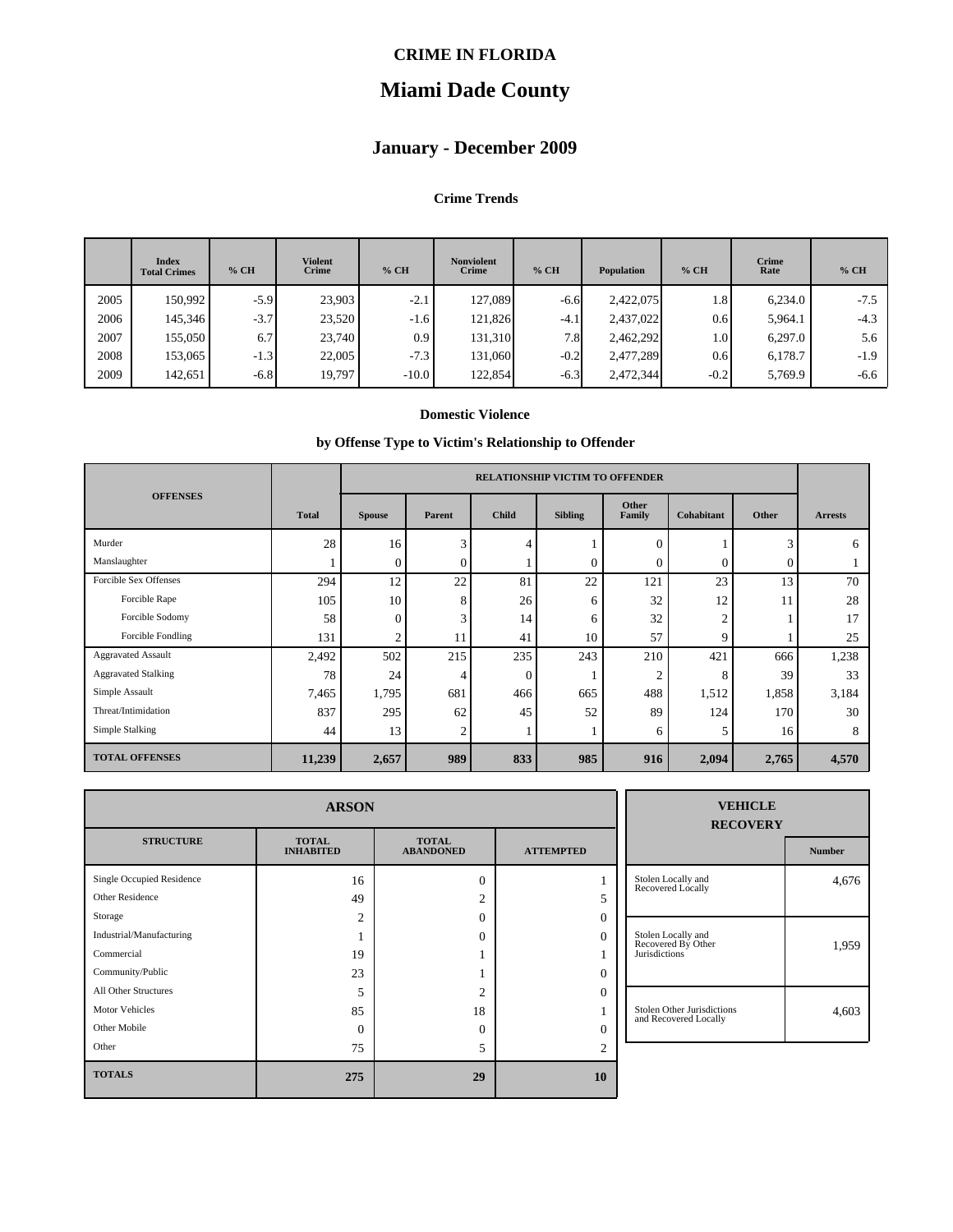**CRIME IN FLORIDA**

# Miami Dade County

## January - December 2009

### Crime Trends

| | Index Total Crimes | % CH | Violent Crime | % CH | Nonviolent Crime | % CH | Population | % CH | Crime Rate | % CH |
|---|---|---|---|---|---|---|---|---|---|---|
| 2005 | 150,992 | -5.9 | 23,903 | -2.1 | 127,089 | -6.6 | 2,422,075 | 1.8 | 6,234.0 | -7.5 |
| 2006 | 145,346 | -3.7 | 23,520 | -1.6 | 121,826 | -4.1 | 2,437,022 | 0.6 | 5,964.1 | -4.3 |
| 2007 | 155,050 | 6.7 | 23,740 | 0.9 | 131,310 | 7.8 | 2,462,292 | 1.0 | 6,297.0 | 5.6 |
| 2008 | 153,065 | -1.3 | 22,005 | -7.3 | 131,060 | -0.2 | 2,477,289 | 0.6 | 6,178.7 | -1.9 |
| 2009 | 142,651 | -6.8 | 19,797 | -10.0 | 122,854 | -6.3 | 2,472,344 | -0.2 | 5,769.9 | -6.6 |

### Domestic Violence

### by Offense Type to Victim's Relationship to Offender

| OFFENSES | | RELATIONSHIP VICTIM TO OFFENDER | | | | | | | |
|---|---|---|---|---|---|---|---|---|---|
| | Total | Spouse | Parent | Child | Sibling | Other Family | Cohabitant | Other | Arrests |
| Murder | 28 | 16 | 3 | 4 | 1 | 0 | 1 | 3 | 6 |
| Manslaughter | 1 | 0 | 0 | 1 | 0 | 0 | 0 | 0 | 1 |
| Forcible Sex Offenses | 294 | 12 | 22 | 81 | 22 | 121 | 23 | 13 | 70 |
| Forcible Rape | 105 | 10 | 8 | 26 | 6 | 32 | 12 | 11 | 28 |
| Forcible Sodomy | 58 | 0 | 3 | 14 | 6 | 32 | 2 | 1 | 17 |
| Forcible Fondling | 131 | 2 | 11 | 41 | 10 | 57 | 9 | 1 | 25 |
| Aggravated Assault | 2,492 | 502 | 215 | 235 | 243 | 210 | 421 | 666 | 1,238 |
| Aggravated Stalking | 78 | 24 | 4 | 0 | 1 | 2 | 8 | 39 | 33 |
| Simple Assault | 7,465 | 1,795 | 681 | 466 | 665 | 488 | 1,512 | 1,858 | 3,184 |
| Threat/Intimidation | 837 | 295 | 62 | 45 | 52 | 89 | 124 | 170 | 30 |
| Simple Stalking | 44 | 13 | 2 | 1 | 1 | 6 | 5 | 16 | 8 |
| **TOTAL OFFENSES** | **11,239** | **2,657** | **989** | **833** | **985** | **916** | **2,094** | **2,765** | **4,570** |

| ARSON | | | |
|---|---|---|---|
| STRUCTURE | TOTAL INHABITED | TOTAL ABANDONED | ATTEMPTED |
| Single Occupied Residence | 16 | 0 | 1 |
| Other Residence | 49 | 2 | 5 |
| Storage | 2 | 0 | 0 |
| Industrial/Manufacturing | 1 | 0 | 0 |
| Commercial | 19 | 1 | 1 |
| Community/Public | 23 | 1 | 0 |
| All Other Structures | 5 | 2 | 0 |
| Motor Vehicles | 85 | 18 | 1 |
| Other Mobile | 0 | 0 | 0 |
| Other | 75 | 5 | 2 |
| **TOTALS** | **275** | **29** | **10** |

| VEHICLE RECOVERY | Number |
|---|---|
| Stolen Locally and Recovered Locally | 4,676 |
| Stolen Locally and Recovered By Other Jurisdictions | 1,959 |
| Stolen Other Jurisdictions and Recovered Locally | 4,603 |